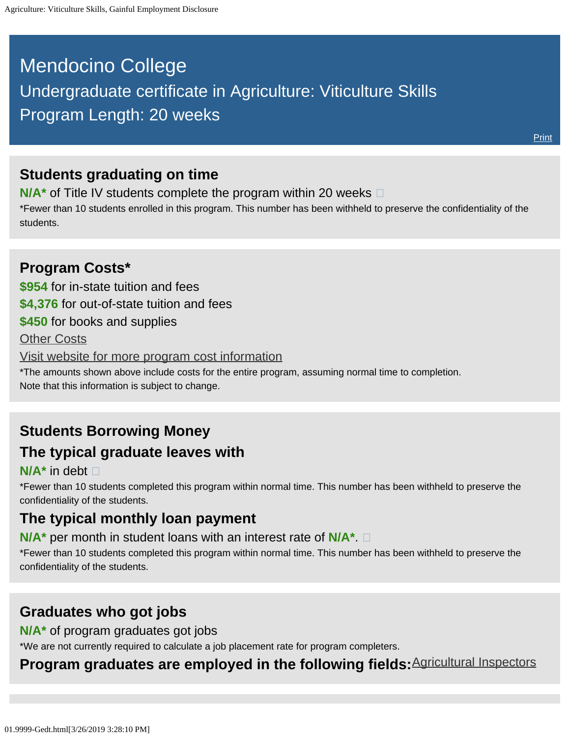# Mendocino College

## Undergraduate certificate in Agriculture: Viticulture Skills

## Program Length: 20 weeks

Print

### Students graduating on time

**N/A*** of Title IV students complete the program within 20 weeks

*Fewer than 10 students enrolled in this program. This number has been withheld to preserve the confidentiality of the students.

### Program Costs*

**$954** for in-state tuition and fees

**$4,376** for out-of-state tuition and fees

**$450** for books and supplies

Other Costs

Visit website for more program cost information

*The amounts shown above include costs for the entire program, assuming normal time to completion.
Note that this information is subject to change.

### Students Borrowing Money

### The typical graduate leaves with

**N/A*** in debt

*Fewer than 10 students completed this program within normal time. This number has been withheld to preserve the confidentiality of the students.

### The typical monthly loan payment

**N/A*** per month in student loans with an interest rate of **N/A***.

*Fewer than 10 students completed this program within normal time. This number has been withheld to preserve the confidentiality of the students.

### Graduates who got jobs

**N/A*** of program graduates got jobs

*We are not currently required to calculate a job placement rate for program completers.

**Program graduates are employed in the following fields:** Agricultural Inspectors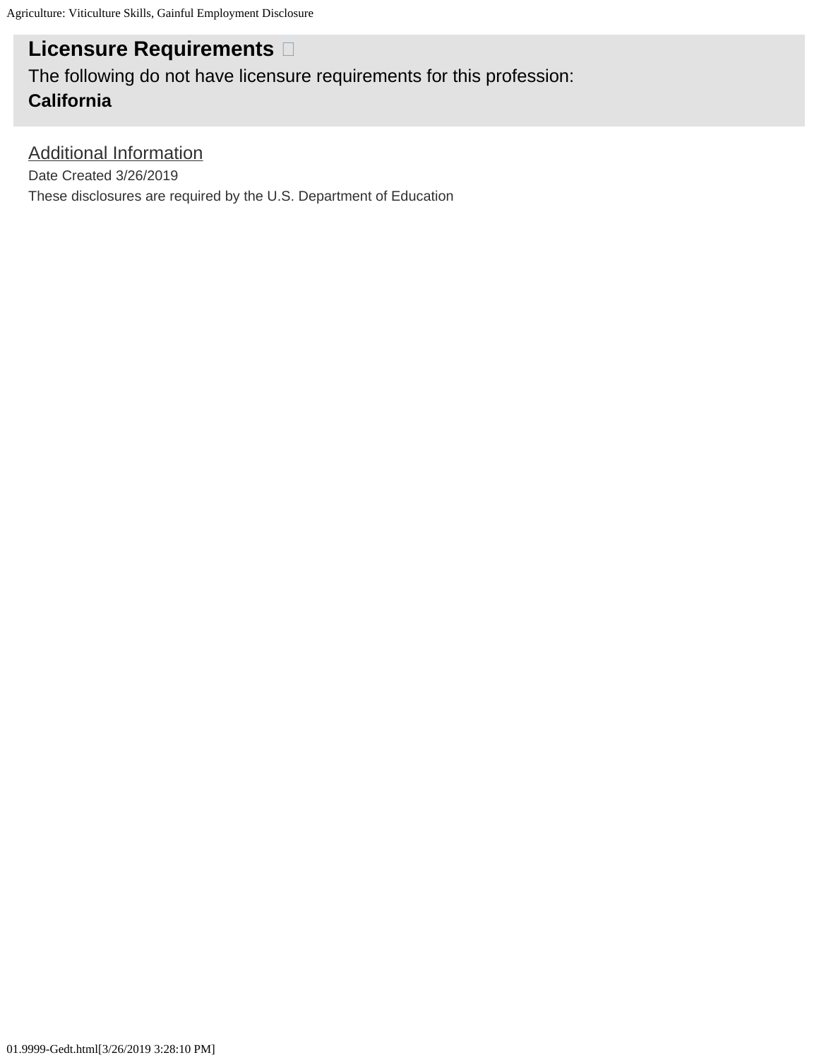## Licensure Requirements

The following do not have licensure requirements for this profession:

**California**

Additional Information

Date Created 3/26/2019

These disclosures are required by the U.S. Department of Education